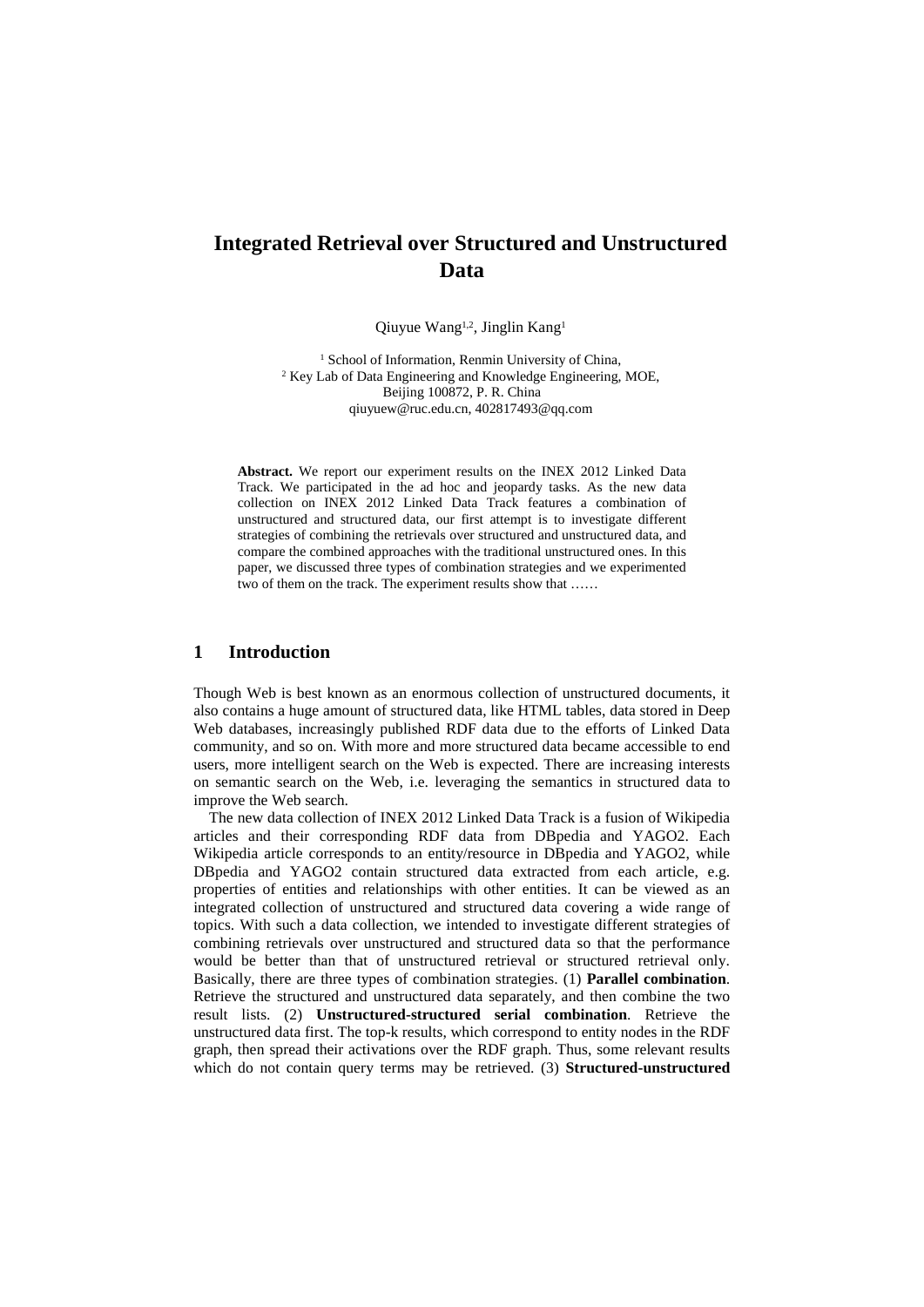# Integrated Retrieval over Structured and Unstructured Data

Qiuyue Wang[1,2], Jinglin Kang[1]

[1] School of Information, Renmin University of China,
[2] Key Lab of Data Engineering and Knowledge Engineering, MOE,
Beijing 100872, P. R. China
qiuyuew@ruc.edu.cn, 402817493@qq.com

**Abstract.** We report our experiment results on the INEX 2012 Linked Data Track. We participated in the ad hoc and jeopardy tasks. As the new data collection on INEX 2012 Linked Data Track features a combination of unstructured and structured data, our first attempt is to investigate different strategies of combining the retrievals over structured and unstructured data, and compare the combined approaches with the traditional unstructured ones. In this paper, we discussed three types of combination strategies and we experimented two of them on the track. The experiment results show that ……

## 1 Introduction

Though Web is best known as an enormous collection of unstructured documents, it also contains a huge amount of structured data, like HTML tables, data stored in Deep Web databases, increasingly published RDF data due to the efforts of Linked Data community, and so on. With more and more structured data became accessible to end users, more intelligent search on the Web is expected. There are increasing interests on semantic search on the Web, i.e. leveraging the semantics in structured data to improve the Web search.

The new data collection of INEX 2012 Linked Data Track is a fusion of Wikipedia articles and their corresponding RDF data from DBpedia and YAGO2. Each Wikipedia article corresponds to an entity/resource in DBpedia and YAGO2, while DBpedia and YAGO2 contain structured data extracted from each article, e.g. properties of entities and relationships with other entities. It can be viewed as an integrated collection of unstructured and structured data covering a wide range of topics. With such a data collection, we intended to investigate different strategies of combining retrievals over unstructured and structured data so that the performance would be better than that of unstructured retrieval or structured retrieval only. Basically, there are three types of combination strategies. (1) **Parallel combination**. Retrieve the structured and unstructured data separately, and then combine the two result lists. (2) **Unstructured-structured serial combination**. Retrieve the unstructured data first. The top-k results, which correspond to entity nodes in the RDF graph, then spread their activations over the RDF graph. Thus, some relevant results which do not contain query terms may be retrieved. (3) **Structured-unstructured**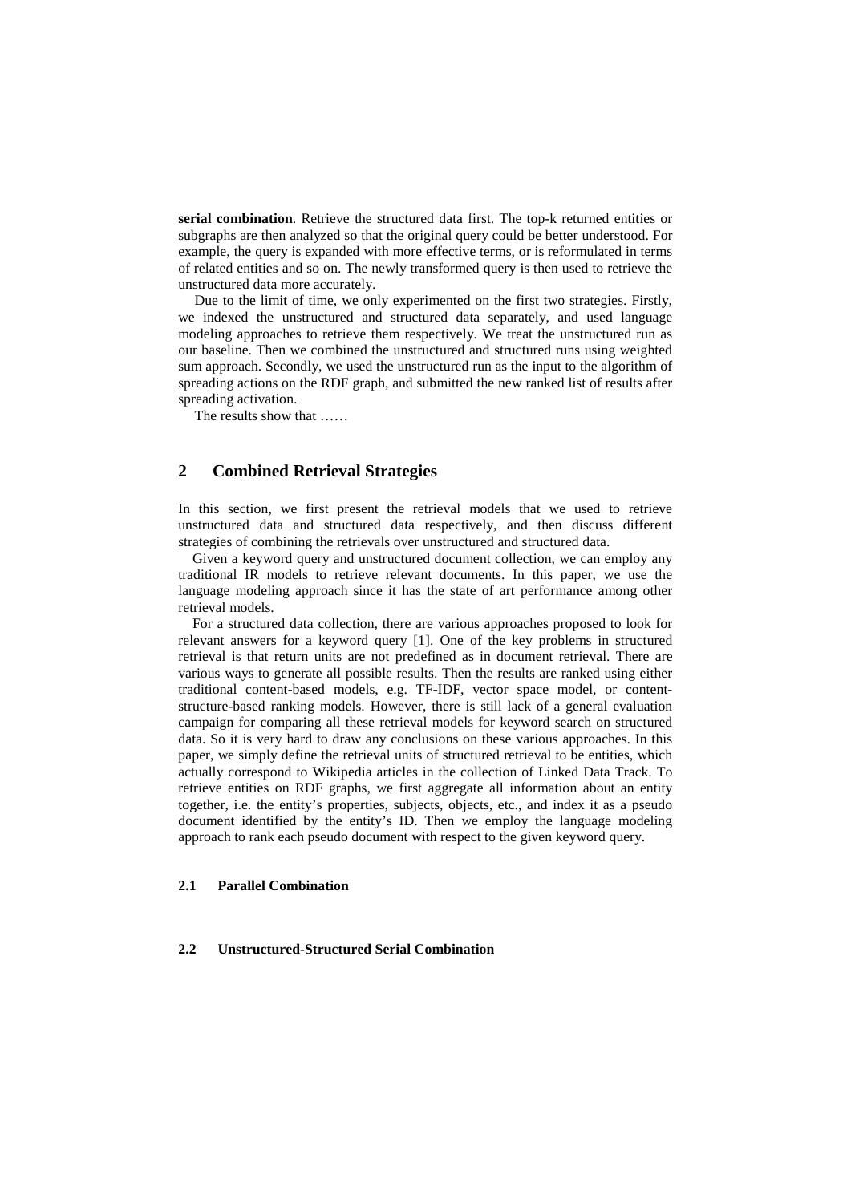**serial combination**. Retrieve the structured data first. The top-k returned entities or subgraphs are then analyzed so that the original query could be better understood. For example, the query is expanded with more effective terms, or is reformulated in terms of related entities and so on. The newly transformed query is then used to retrieve the unstructured data more accurately.

Due to the limit of time, we only experimented on the first two strategies. Firstly, we indexed the unstructured and structured data separately, and used language modeling approaches to retrieve them respectively. We treat the unstructured run as our baseline. Then we combined the unstructured and structured runs using weighted sum approach. Secondly, we used the unstructured run as the input to the algorithm of spreading actions on the RDF graph, and submitted the new ranked list of results after spreading activation.

The results show that ……

## 2 Combined Retrieval Strategies

In this section, we first present the retrieval models that we used to retrieve unstructured data and structured data respectively, and then discuss different strategies of combining the retrievals over unstructured and structured data.

Given a keyword query and unstructured document collection, we can employ any traditional IR models to retrieve relevant documents. In this paper, we use the language modeling approach since it has the state of art performance among other retrieval models.

For a structured data collection, there are various approaches proposed to look for relevant answers for a keyword query [1]. One of the key problems in structured retrieval is that return units are not predefined as in document retrieval. There are various ways to generate all possible results. Then the results are ranked using either traditional content-based models, e.g. TF-IDF, vector space model, or content-structure-based ranking models. However, there is still lack of a general evaluation campaign for comparing all these retrieval models for keyword search on structured data. So it is very hard to draw any conclusions on these various approaches. In this paper, we simply define the retrieval units of structured retrieval to be entities, which actually correspond to Wikipedia articles in the collection of Linked Data Track. To retrieve entities on RDF graphs, we first aggregate all information about an entity together, i.e. the entity's properties, subjects, objects, etc., and index it as a pseudo document identified by the entity's ID. Then we employ the language modeling approach to rank each pseudo document with respect to the given keyword query.

### 2.1 Parallel Combination

### 2.2 Unstructured-Structured Serial Combination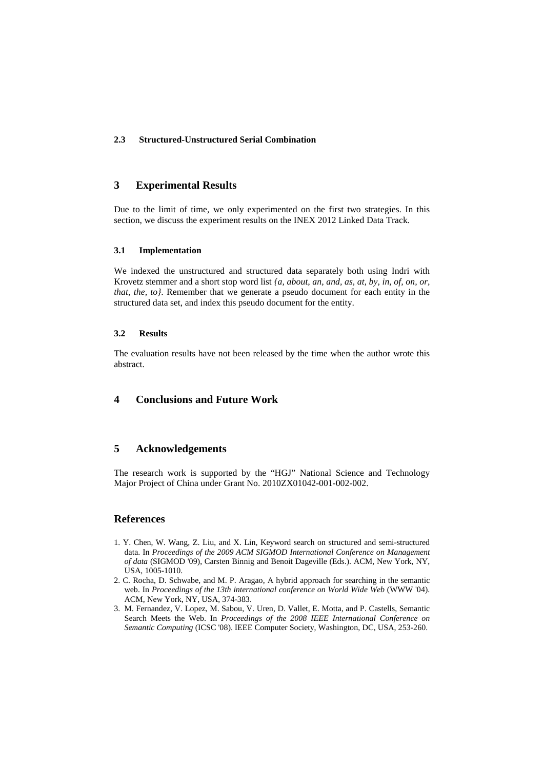### 2.3 Structured-Unstructured Serial Combination

## 3 Experimental Results

Due to the limit of time, we only experimented on the first two strategies. In this section, we discuss the experiment results on the INEX 2012 Linked Data Track.

### 3.1 Implementation

We indexed the unstructured and structured data separately both using Indri with Krovetz stemmer and a short stop word list *{a, about, an, and, as, at, by, in, of, on, or, that, the, to}*. Remember that we generate a pseudo document for each entity in the structured data set, and index this pseudo document for the entity.

### 3.2 Results

The evaluation results have not been released by the time when the author wrote this abstract.

## 4 Conclusions and Future Work

## 5 Acknowledgements

The research work is supported by the "HGJ" National Science and Technology Major Project of China under Grant No. 2010ZX01042-001-002-002.

## References

1. Y. Chen, W. Wang, Z. Liu, and X. Lin, Keyword search on structured and semi-structured data. In *Proceedings of the 2009 ACM SIGMOD International Conference on Management of data* (SIGMOD '09), Carsten Binnig and Benoit Dageville (Eds.). ACM, New York, NY, USA, 1005-1010.
2. C. Rocha, D. Schwabe, and M. P. Aragao, A hybrid approach for searching in the semantic web. In *Proceedings of the 13th international conference on World Wide Web* (WWW '04). ACM, New York, NY, USA, 374-383.
3. M. Fernandez, V. Lopez, M. Sabou, V. Uren, D. Vallet, E. Motta, and P. Castells, Semantic Search Meets the Web. In *Proceedings of the 2008 IEEE International Conference on Semantic Computing* (ICSC '08). IEEE Computer Society, Washington, DC, USA, 253-260.